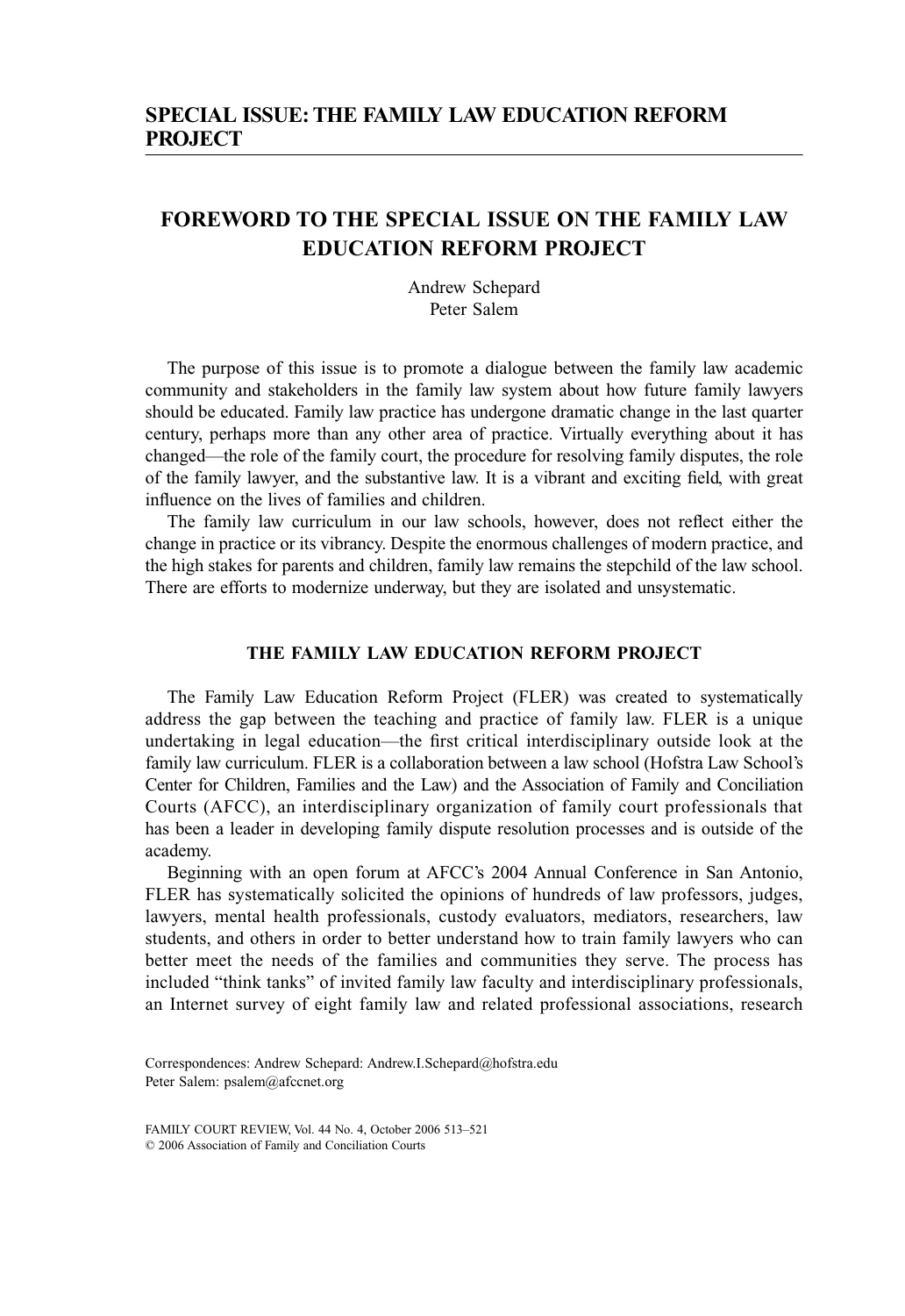## SPECIAL ISSUE: THE FAMILY LAW EDUCATION REFORM PROJECT

# FOREWORD TO THE SPECIAL ISSUE ON THE FAMILY LAW EDUCATION REFORM PROJECT

Andrew Schepard
Peter Salem

The purpose of this issue is to promote a dialogue between the family law academic community and stakeholders in the family law system about how future family lawyers should be educated. Family law practice has undergone dramatic change in the last quarter century, perhaps more than any other area of practice. Virtually everything about it has changed—the role of the family court, the procedure for resolving family disputes, the role of the family lawyer, and the substantive law. It is a vibrant and exciting field, with great influence on the lives of families and children.

The family law curriculum in our law schools, however, does not reflect either the change in practice or its vibrancy. Despite the enormous challenges of modern practice, and the high stakes for parents and children, family law remains the stepchild of the law school. There are efforts to modernize underway, but they are isolated and unsystematic.

### THE FAMILY LAW EDUCATION REFORM PROJECT

The Family Law Education Reform Project (FLER) was created to systematically address the gap between the teaching and practice of family law. FLER is a unique undertaking in legal education—the first critical interdisciplinary outside look at the family law curriculum. FLER is a collaboration between a law school (Hofstra Law School's Center for Children, Families and the Law) and the Association of Family and Conciliation Courts (AFCC), an interdisciplinary organization of family court professionals that has been a leader in developing family dispute resolution processes and is outside of the academy.

Beginning with an open forum at AFCC's 2004 Annual Conference in San Antonio, FLER has systematically solicited the opinions of hundreds of law professors, judges, lawyers, mental health professionals, custody evaluators, mediators, researchers, law students, and others in order to better understand how to train family lawyers who can better meet the needs of the families and communities they serve. The process has included "think tanks" of invited family law faculty and interdisciplinary professionals, an Internet survey of eight family law and related professional associations, research

Correspondences: Andrew Schepard: Andrew.I.Schepard@hofstra.edu
Peter Salem: psalem@afccnet.org

FAMILY COURT REVIEW, Vol. 44 No. 4, October 2006 513–521
© 2006 Association of Family and Conciliation Courts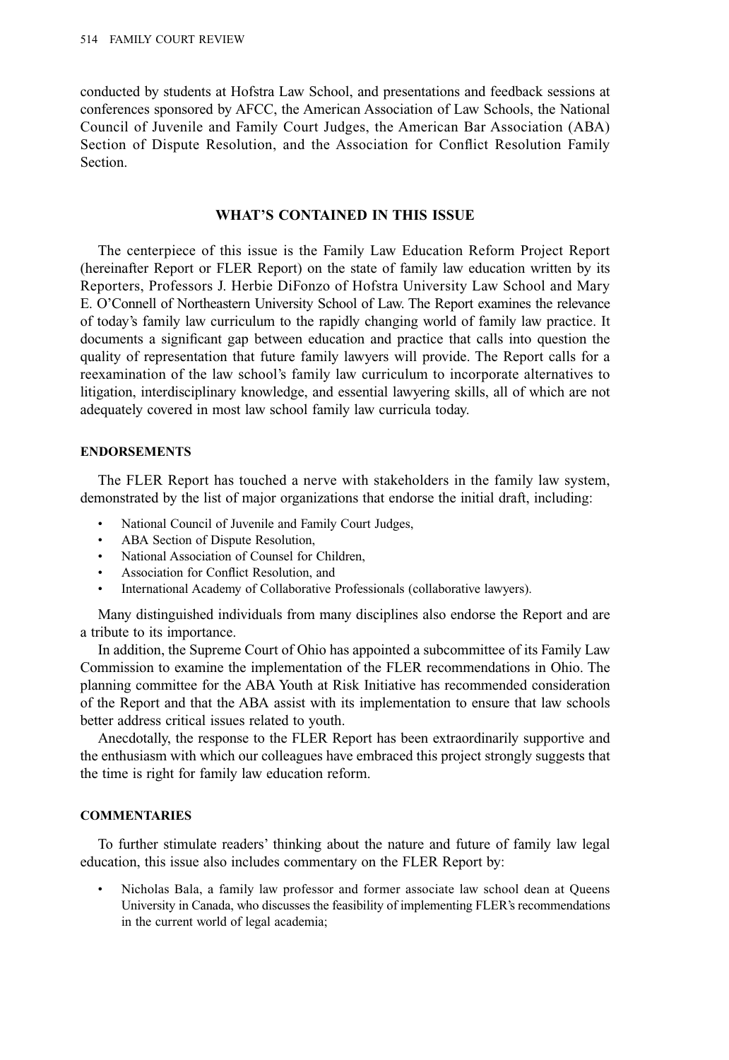conducted by students at Hofstra Law School, and presentations and feedback sessions at conferences sponsored by AFCC, the American Association of Law Schools, the National Council of Juvenile and Family Court Judges, the American Bar Association (ABA) Section of Dispute Resolution, and the Association for Conflict Resolution Family Section.

## WHAT'S CONTAINED IN THIS ISSUE

The centerpiece of this issue is the Family Law Education Reform Project Report (hereinafter Report or FLER Report) on the state of family law education written by its Reporters, Professors J. Herbie DiFonzo of Hofstra University Law School and Mary E. O'Connell of Northeastern University School of Law. The Report examines the relevance of today's family law curriculum to the rapidly changing world of family law practice. It documents a significant gap between education and practice that calls into question the quality of representation that future family lawyers will provide. The Report calls for a reexamination of the law school's family law curriculum to incorporate alternatives to litigation, interdisciplinary knowledge, and essential lawyering skills, all of which are not adequately covered in most law school family law curricula today.

### ENDORSEMENTS

The FLER Report has touched a nerve with stakeholders in the family law system, demonstrated by the list of major organizations that endorse the initial draft, including:

- National Council of Juvenile and Family Court Judges,
- ABA Section of Dispute Resolution,
- National Association of Counsel for Children,
- Association for Conflict Resolution, and
- International Academy of Collaborative Professionals (collaborative lawyers).

Many distinguished individuals from many disciplines also endorse the Report and are a tribute to its importance.

In addition, the Supreme Court of Ohio has appointed a subcommittee of its Family Law Commission to examine the implementation of the FLER recommendations in Ohio. The planning committee for the ABA Youth at Risk Initiative has recommended consideration of the Report and that the ABA assist with its implementation to ensure that law schools better address critical issues related to youth.

Anecdotally, the response to the FLER Report has been extraordinarily supportive and the enthusiasm with which our colleagues have embraced this project strongly suggests that the time is right for family law education reform.

### COMMENTARIES

To further stimulate readers' thinking about the nature and future of family law legal education, this issue also includes commentary on the FLER Report by:

- Nicholas Bala, a family law professor and former associate law school dean at Queens University in Canada, who discusses the feasibility of implementing FLER's recommendations in the current world of legal academia;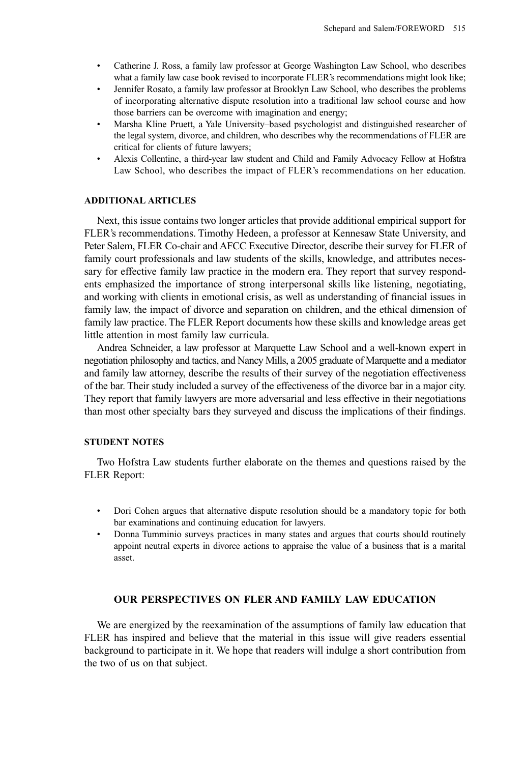- Catherine J. Ross, a family law professor at George Washington Law School, who describes what a family law case book revised to incorporate FLER's recommendations might look like;
- Jennifer Rosato, a family law professor at Brooklyn Law School, who describes the problems of incorporating alternative dispute resolution into a traditional law school course and how those barriers can be overcome with imagination and energy;
- Marsha Kline Pruett, a Yale University–based psychologist and distinguished researcher of the legal system, divorce, and children, who describes why the recommendations of FLER are critical for clients of future lawyers;
- Alexis Collentine, a third-year law student and Child and Family Advocacy Fellow at Hofstra Law School, who describes the impact of FLER's recommendations on her education.

#### ADDITIONAL ARTICLES

Next, this issue contains two longer articles that provide additional empirical support for FLER's recommendations. Timothy Hedeen, a professor at Kennesaw State University, and Peter Salem, FLER Co-chair and AFCC Executive Director, describe their survey for FLER of family court professionals and law students of the skills, knowledge, and attributes necessary for effective family law practice in the modern era. They report that survey respondents emphasized the importance of strong interpersonal skills like listening, negotiating, and working with clients in emotional crisis, as well as understanding of financial issues in family law, the impact of divorce and separation on children, and the ethical dimension of family law practice. The FLER Report documents how these skills and knowledge areas get little attention in most family law curricula.

Andrea Schneider, a law professor at Marquette Law School and a well-known expert in negotiation philosophy and tactics, and Nancy Mills, a 2005 graduate of Marquette and a mediator and family law attorney, describe the results of their survey of the negotiation effectiveness of the bar. Their study included a survey of the effectiveness of the divorce bar in a major city. They report that family lawyers are more adversarial and less effective in their negotiations than most other specialty bars they surveyed and discuss the implications of their findings.

#### STUDENT NOTES

Two Hofstra Law students further elaborate on the themes and questions raised by the FLER Report:

- Dori Cohen argues that alternative dispute resolution should be a mandatory topic for both bar examinations and continuing education for lawyers.
- Donna Tumminio surveys practices in many states and argues that courts should routinely appoint neutral experts in divorce actions to appraise the value of a business that is a marital asset.

### OUR PERSPECTIVES ON FLER AND FAMILY LAW EDUCATION

We are energized by the reexamination of the assumptions of family law education that FLER has inspired and believe that the material in this issue will give readers essential background to participate in it. We hope that readers will indulge a short contribution from the two of us on that subject.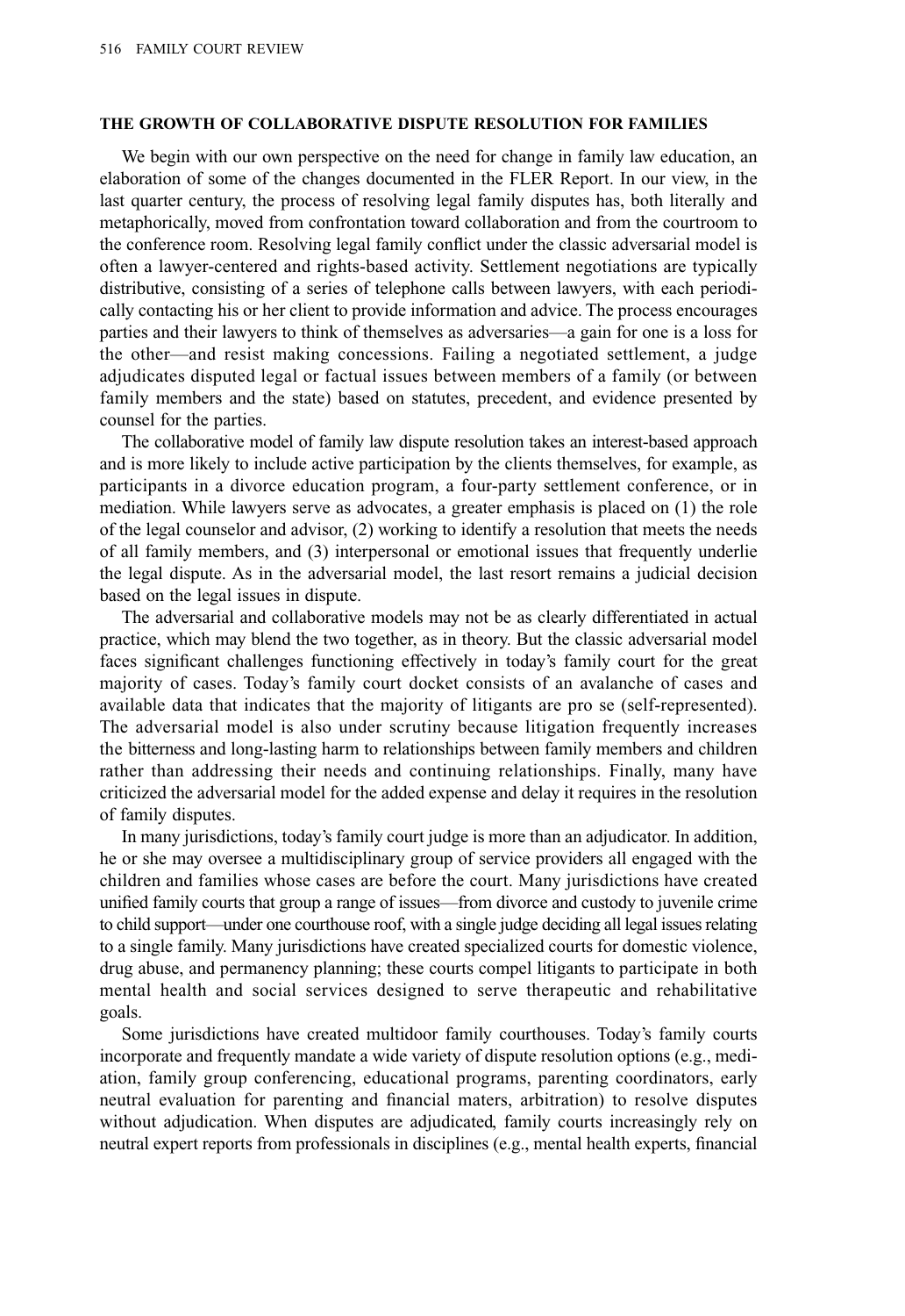## THE GROWTH OF COLLABORATIVE DISPUTE RESOLUTION FOR FAMILIES

We begin with our own perspective on the need for change in family law education, an elaboration of some of the changes documented in the FLER Report. In our view, in the last quarter century, the process of resolving legal family disputes has, both literally and metaphorically, moved from confrontation toward collaboration and from the courtroom to the conference room. Resolving legal family conflict under the classic adversarial model is often a lawyer-centered and rights-based activity. Settlement negotiations are typically distributive, consisting of a series of telephone calls between lawyers, with each periodically contacting his or her client to provide information and advice. The process encourages parties and their lawyers to think of themselves as adversaries—a gain for one is a loss for the other—and resist making concessions. Failing a negotiated settlement, a judge adjudicates disputed legal or factual issues between members of a family (or between family members and the state) based on statutes, precedent, and evidence presented by counsel for the parties.

The collaborative model of family law dispute resolution takes an interest-based approach and is more likely to include active participation by the clients themselves, for example, as participants in a divorce education program, a four-party settlement conference, or in mediation. While lawyers serve as advocates, a greater emphasis is placed on (1) the role of the legal counselor and advisor, (2) working to identify a resolution that meets the needs of all family members, and (3) interpersonal or emotional issues that frequently underlie the legal dispute. As in the adversarial model, the last resort remains a judicial decision based on the legal issues in dispute.

The adversarial and collaborative models may not be as clearly differentiated in actual practice, which may blend the two together, as in theory. But the classic adversarial model faces significant challenges functioning effectively in today's family court for the great majority of cases. Today's family court docket consists of an avalanche of cases and available data that indicates that the majority of litigants are pro se (self-represented). The adversarial model is also under scrutiny because litigation frequently increases the bitterness and long-lasting harm to relationships between family members and children rather than addressing their needs and continuing relationships. Finally, many have criticized the adversarial model for the added expense and delay it requires in the resolution of family disputes.

In many jurisdictions, today's family court judge is more than an adjudicator. In addition, he or she may oversee a multidisciplinary group of service providers all engaged with the children and families whose cases are before the court. Many jurisdictions have created unified family courts that group a range of issues—from divorce and custody to juvenile crime to child support—under one courthouse roof, with a single judge deciding all legal issues relating to a single family. Many jurisdictions have created specialized courts for domestic violence, drug abuse, and permanency planning; these courts compel litigants to participate in both mental health and social services designed to serve therapeutic and rehabilitative goals.

Some jurisdictions have created multidoor family courthouses. Today's family courts incorporate and frequently mandate a wide variety of dispute resolution options (e.g., mediation, family group conferencing, educational programs, parenting coordinators, early neutral evaluation for parenting and financial maters, arbitration) to resolve disputes without adjudication. When disputes are adjudicated, family courts increasingly rely on neutral expert reports from professionals in disciplines (e.g., mental health experts, financial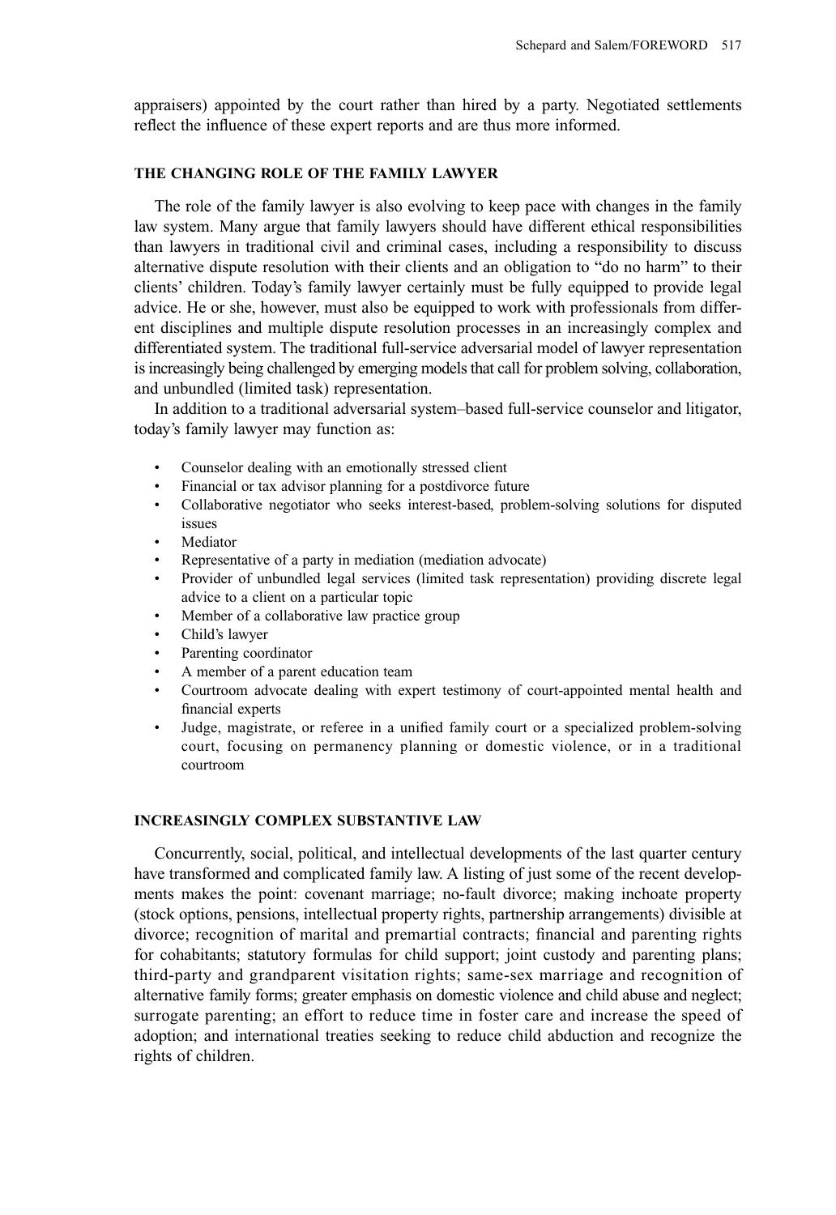appraisers) appointed by the court rather than hired by a party. Negotiated settlements reflect the influence of these expert reports and are thus more informed.

## THE CHANGING ROLE OF THE FAMILY LAWYER

The role of the family lawyer is also evolving to keep pace with changes in the family law system. Many argue that family lawyers should have different ethical responsibilities than lawyers in traditional civil and criminal cases, including a responsibility to discuss alternative dispute resolution with their clients and an obligation to "do no harm" to their clients' children. Today's family lawyer certainly must be fully equipped to provide legal advice. He or she, however, must also be equipped to work with professionals from different disciplines and multiple dispute resolution processes in an increasingly complex and differentiated system. The traditional full-service adversarial model of lawyer representation is increasingly being challenged by emerging models that call for problem solving, collaboration, and unbundled (limited task) representation.

In addition to a traditional adversarial system–based full-service counselor and litigator, today's family lawyer may function as:

- Counselor dealing with an emotionally stressed client
- Financial or tax advisor planning for a postdivorce future
- Collaborative negotiator who seeks interest-based, problem-solving solutions for disputed issues
- Mediator
- Representative of a party in mediation (mediation advocate)
- Provider of unbundled legal services (limited task representation) providing discrete legal advice to a client on a particular topic
- Member of a collaborative law practice group
- Child's lawyer
- Parenting coordinator
- A member of a parent education team
- Courtroom advocate dealing with expert testimony of court-appointed mental health and financial experts
- Judge, magistrate, or referee in a unified family court or a specialized problem-solving court, focusing on permanency planning or domestic violence, or in a traditional courtroom

## INCREASINGLY COMPLEX SUBSTANTIVE LAW

Concurrently, social, political, and intellectual developments of the last quarter century have transformed and complicated family law. A listing of just some of the recent developments makes the point: covenant marriage; no-fault divorce; making inchoate property (stock options, pensions, intellectual property rights, partnership arrangements) divisible at divorce; recognition of marital and premartial contracts; financial and parenting rights for cohabitants; statutory formulas for child support; joint custody and parenting plans; third-party and grandparent visitation rights; same-sex marriage and recognition of alternative family forms; greater emphasis on domestic violence and child abuse and neglect; surrogate parenting; an effort to reduce time in foster care and increase the speed of adoption; and international treaties seeking to reduce child abduction and recognize the rights of children.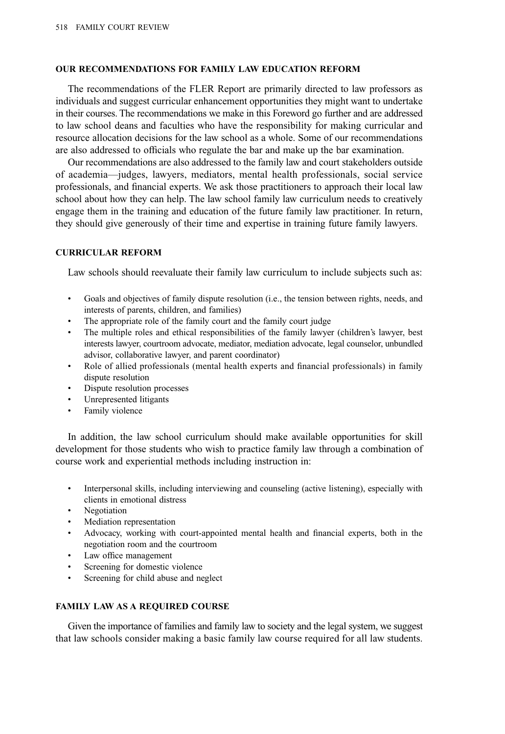## OUR RECOMMENDATIONS FOR FAMILY LAW EDUCATION REFORM

The recommendations of the FLER Report are primarily directed to law professors as individuals and suggest curricular enhancement opportunities they might want to undertake in their courses. The recommendations we make in this Foreword go further and are addressed to law school deans and faculties who have the responsibility for making curricular and resource allocation decisions for the law school as a whole. Some of our recommendations are also addressed to officials who regulate the bar and make up the bar examination.

Our recommendations are also addressed to the family law and court stakeholders outside of academia—judges, lawyers, mediators, mental health professionals, social service professionals, and financial experts. We ask those practitioners to approach their local law school about how they can help. The law school family law curriculum needs to creatively engage them in the training and education of the future family law practitioner. In return, they should give generously of their time and expertise in training future family lawyers.

## CURRICULAR REFORM

Law schools should reevaluate their family law curriculum to include subjects such as:

- Goals and objectives of family dispute resolution (i.e., the tension between rights, needs, and interests of parents, children, and families)
- The appropriate role of the family court and the family court judge
- The multiple roles and ethical responsibilities of the family lawyer (children's lawyer, best interests lawyer, courtroom advocate, mediator, mediation advocate, legal counselor, unbundled advisor, collaborative lawyer, and parent coordinator)
- Role of allied professionals (mental health experts and financial professionals) in family dispute resolution
- Dispute resolution processes
- Unrepresented litigants
- Family violence

In addition, the law school curriculum should make available opportunities for skill development for those students who wish to practice family law through a combination of course work and experiential methods including instruction in:

- Interpersonal skills, including interviewing and counseling (active listening), especially with clients in emotional distress
- Negotiation
- Mediation representation
- Advocacy, working with court-appointed mental health and financial experts, both in the negotiation room and the courtroom
- Law office management
- Screening for domestic violence
- Screening for child abuse and neglect

## FAMILY LAW AS A REQUIRED COURSE

Given the importance of families and family law to society and the legal system, we suggest that law schools consider making a basic family law course required for all law students.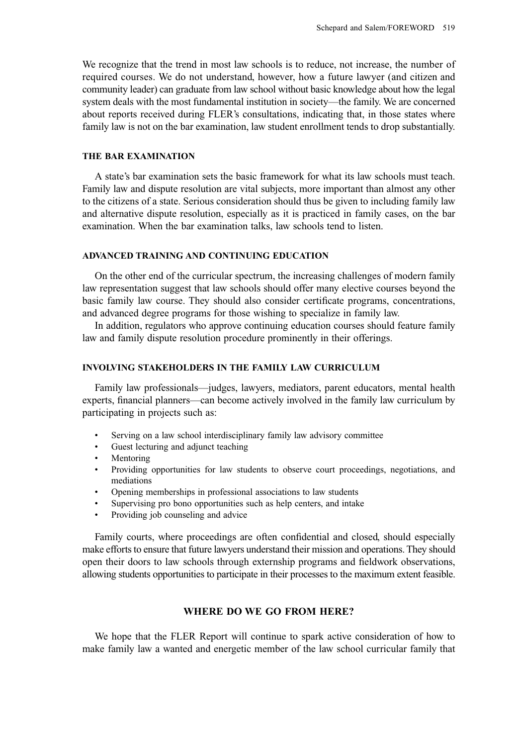We recognize that the trend in most law schools is to reduce, not increase, the number of required courses. We do not understand, however, how a future lawyer (and citizen and community leader) can graduate from law school without basic knowledge about how the legal system deals with the most fundamental institution in society—the family. We are concerned about reports received during FLER's consultations, indicating that, in those states where family law is not on the bar examination, law student enrollment tends to drop substantially.

### THE BAR EXAMINATION

A state's bar examination sets the basic framework for what its law schools must teach. Family law and dispute resolution are vital subjects, more important than almost any other to the citizens of a state. Serious consideration should thus be given to including family law and alternative dispute resolution, especially as it is practiced in family cases, on the bar examination. When the bar examination talks, law schools tend to listen.

### ADVANCED TRAINING AND CONTINUING EDUCATION

On the other end of the curricular spectrum, the increasing challenges of modern family law representation suggest that law schools should offer many elective courses beyond the basic family law course. They should also consider certificate programs, concentrations, and advanced degree programs for those wishing to specialize in family law.

In addition, regulators who approve continuing education courses should feature family law and family dispute resolution procedure prominently in their offerings.

### INVOLVING STAKEHOLDERS IN THE FAMILY LAW CURRICULUM

Family law professionals—judges, lawyers, mediators, parent educators, mental health experts, financial planners—can become actively involved in the family law curriculum by participating in projects such as:

- Serving on a law school interdisciplinary family law advisory committee
- Guest lecturing and adjunct teaching
- Mentoring
- Providing opportunities for law students to observe court proceedings, negotiations, and mediations
- Opening memberships in professional associations to law students
- Supervising pro bono opportunities such as help centers, and intake
- Providing job counseling and advice

Family courts, where proceedings are often confidential and closed, should especially make efforts to ensure that future lawyers understand their mission and operations. They should open their doors to law schools through externship programs and fieldwork observations, allowing students opportunities to participate in their processes to the maximum extent feasible.

## WHERE DO WE GO FROM HERE?

We hope that the FLER Report will continue to spark active consideration of how to make family law a wanted and energetic member of the law school curricular family that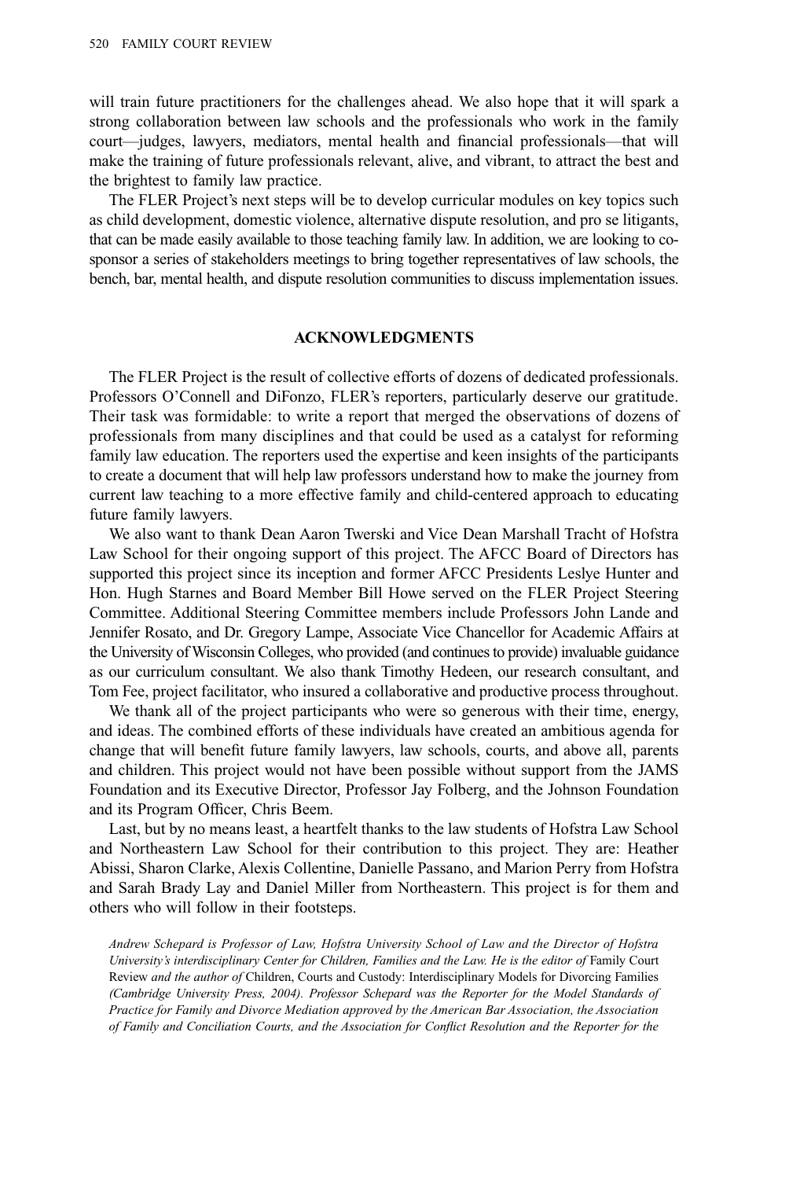will train future practitioners for the challenges ahead. We also hope that it will spark a strong collaboration between law schools and the professionals who work in the family court—judges, lawyers, mediators, mental health and financial professionals—that will make the training of future professionals relevant, alive, and vibrant, to attract the best and the brightest to family law practice.

The FLER Project's next steps will be to develop curricular modules on key topics such as child development, domestic violence, alternative dispute resolution, and pro se litigants, that can be made easily available to those teaching family law. In addition, we are looking to co-sponsor a series of stakeholders meetings to bring together representatives of law schools, the bench, bar, mental health, and dispute resolution communities to discuss implementation issues.

## ACKNOWLEDGMENTS

The FLER Project is the result of collective efforts of dozens of dedicated professionals. Professors O'Connell and DiFonzo, FLER's reporters, particularly deserve our gratitude. Their task was formidable: to write a report that merged the observations of dozens of professionals from many disciplines and that could be used as a catalyst for reforming family law education. The reporters used the expertise and keen insights of the participants to create a document that will help law professors understand how to make the journey from current law teaching to a more effective family and child-centered approach to educating future family lawyers.

We also want to thank Dean Aaron Twerski and Vice Dean Marshall Tracht of Hofstra Law School for their ongoing support of this project. The AFCC Board of Directors has supported this project since its inception and former AFCC Presidents Leslye Hunter and Hon. Hugh Starnes and Board Member Bill Howe served on the FLER Project Steering Committee. Additional Steering Committee members include Professors John Lande and Jennifer Rosato, and Dr. Gregory Lampe, Associate Vice Chancellor for Academic Affairs at the University of Wisconsin Colleges, who provided (and continues to provide) invaluable guidance as our curriculum consultant. We also thank Timothy Hedeen, our research consultant, and Tom Fee, project facilitator, who insured a collaborative and productive process throughout.

We thank all of the project participants who were so generous with their time, energy, and ideas. The combined efforts of these individuals have created an ambitious agenda for change that will benefit future family lawyers, law schools, courts, and above all, parents and children. This project would not have been possible without support from the JAMS Foundation and its Executive Director, Professor Jay Folberg, and the Johnson Foundation and its Program Officer, Chris Beem.

Last, but by no means least, a heartfelt thanks to the law students of Hofstra Law School and Northeastern Law School for their contribution to this project. They are: Heather Abissi, Sharon Clarke, Alexis Collentine, Danielle Passano, and Marion Perry from Hofstra and Sarah Brady Lay and Daniel Miller from Northeastern. This project is for them and others who will follow in their footsteps.

*Andrew Schepard is Professor of Law, Hofstra University School of Law and the Director of Hofstra University's interdisciplinary Center for Children, Families and the Law. He is the editor of* Family Court Review *and the author of* Children, Courts and Custody: Interdisciplinary Models for Divorcing Families *(Cambridge University Press, 2004). Professor Schepard was the Reporter for the Model Standards of Practice for Family and Divorce Mediation approved by the American Bar Association, the Association of Family and Conciliation Courts, and the Association for Conflict Resolution and the Reporter for the*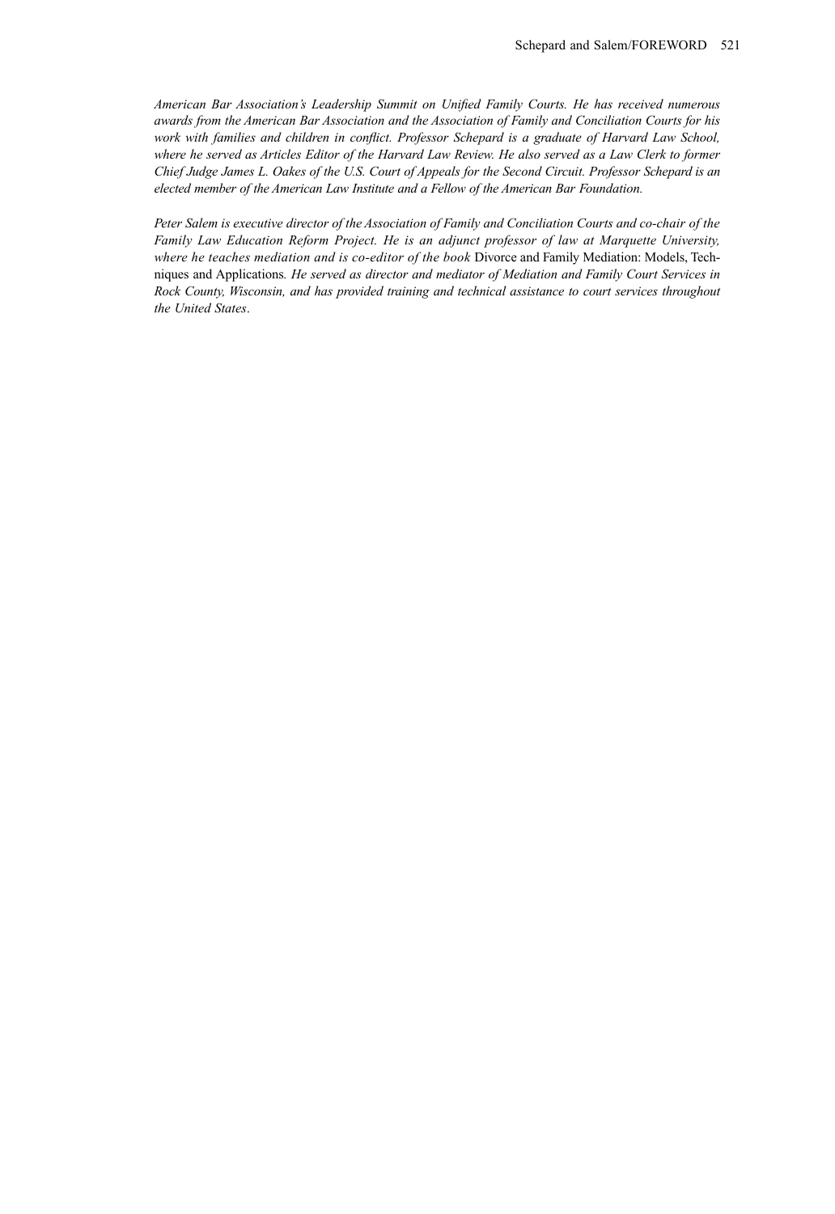*American Bar Association's Leadership Summit on Unified Family Courts. He has received numerous awards from the American Bar Association and the Association of Family and Conciliation Courts for his work with families and children in conflict. Professor Schepard is a graduate of Harvard Law School, where he served as Articles Editor of the Harvard Law Review. He also served as a Law Clerk to former Chief Judge James L. Oakes of the U.S. Court of Appeals for the Second Circuit. Professor Schepard is an elected member of the American Law Institute and a Fellow of the American Bar Foundation.*

*Peter Salem is executive director of the Association of Family and Conciliation Courts and co-chair of the Family Law Education Reform Project. He is an adjunct professor of law at Marquette University, where he teaches mediation and is co-editor of the book* Divorce and Family Mediation: Models, Techniques and Applications*. He served as director and mediator of Mediation and Family Court Services in Rock County, Wisconsin, and has provided training and technical assistance to court services throughout the United States*.